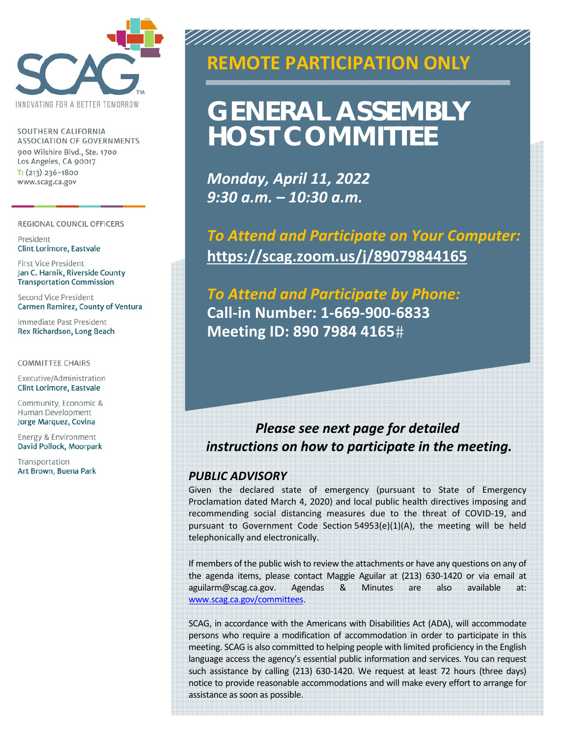SCAG™

INNOVATING FOR A BETTER TOMORROW

SOUTHERN CALIFORNIA ASSOCIATION OF GOVERNMENTS
900 Wilshire Blvd., Ste. 1700
Los Angeles, CA 90017
T: (213) 236-1800
www.scag.ca.gov

REGIONAL COUNCIL OFFICERS

President
Clint Lorimore, Eastvale

First Vice President
Jan C. Harnik, Riverside County Transportation Commission

Second Vice President
Carmen Ramirez, County of Ventura

Immediate Past President
Rex Richardson, Long Beach

COMMITTEE CHAIRS

Executive/Administration
Clint Lorimore, Eastvale

Community, Economic & Human Development
Jorge Marquez, Covina

Energy & Environment
David Pollock, Moorpark

Transportation
Art Brown, Buena Park

## REMOTE PARTICIPATION ONLY

# GENERAL ASSEMBLY HOST COMMITTEE

***Monday, April 11, 2022***
***9:30 a.m. – 10:30 a.m.***

***To Attend and Participate on Your Computer:***
**https://scag.zoom.us/j/89079844165**

***To Attend and Participate by Phone:***
**Call-in Number: 1-669-900-6833**
**Meeting ID: 890 7984 4165#**

***Please see next page for detailed instructions on how to participate in the meeting.***

### *PUBLIC ADVISORY*

Given the declared state of emergency (pursuant to State of Emergency Proclamation dated March 4, 2020) and local public health directives imposing and recommending social distancing measures due to the threat of COVID-19, and pursuant to Government Code Section 54953(e)(1)(A), the meeting will be held telephonically and electronically.

If members of the public wish to review the attachments or have any questions on any of the agenda items, please contact Maggie Aguilar at (213) 630-1420 or via email at aguilarm@scag.ca.gov. Agendas & Minutes are also available at: www.scag.ca.gov/committees.

SCAG, in accordance with the Americans with Disabilities Act (ADA), will accommodate persons who require a modification of accommodation in order to participate in this meeting. SCAG is also committed to helping people with limited proficiency in the English language access the agency's essential public information and services. You can request such assistance by calling (213) 630-1420. We request at least 72 hours (three days) notice to provide reasonable accommodations and will make every effort to arrange for assistance as soon as possible.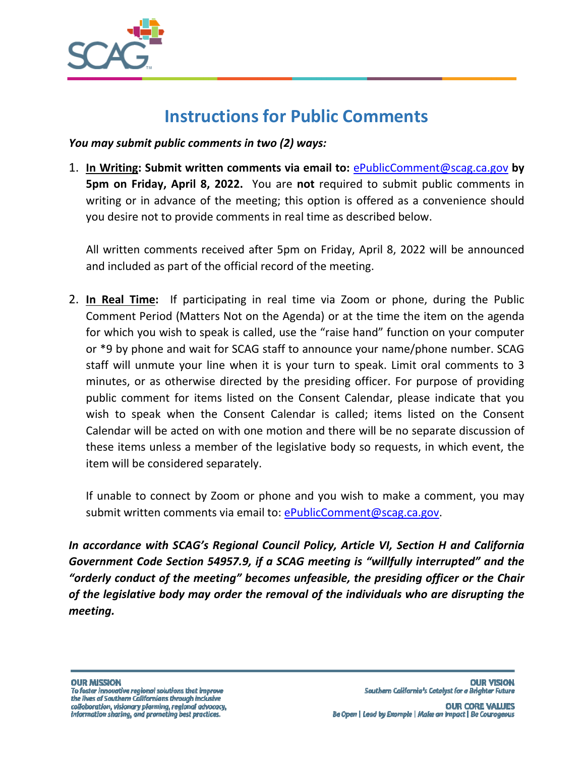# Instructions for Public Comments

***You may submit public comments in two (2) ways:***

1. **<u>In Writing</u>: Submit written comments via email to:** ePublicComment@scag.ca.gov **by 5pm on Friday, April 8, 2022.** You are **not** required to submit public comments in writing or in advance of the meeting; this option is offered as a convenience should you desire not to provide comments in real time as described below.

   All written comments received after 5pm on Friday, April 8, 2022 will be announced and included as part of the official record of the meeting.

2. **<u>In Real Time</u>:** If participating in real time via Zoom or phone, during the Public Comment Period (Matters Not on the Agenda) or at the time the item on the agenda for which you wish to speak is called, use the "raise hand" function on your computer or *9 by phone and wait for SCAG staff to announce your name/phone number. SCAG staff will unmute your line when it is your turn to speak. Limit oral comments to 3 minutes, or as otherwise directed by the presiding officer. For purpose of providing public comment for items listed on the Consent Calendar, please indicate that you wish to speak when the Consent Calendar is called; items listed on the Consent Calendar will be acted on with one motion and there will be no separate discussion of these items unless a member of the legislative body so requests, in which event, the item will be considered separately.

   If unable to connect by Zoom or phone and you wish to make a comment, you may submit written comments via email to: ePublicComment@scag.ca.gov.

***In accordance with SCAG's Regional Council Policy, Article VI, Section H and California Government Code Section 54957.9, if a SCAG meeting is "willfully interrupted" and the "orderly conduct of the meeting" becomes unfeasible, the presiding officer or the Chair of the legislative body may order the removal of the individuals who are disrupting the meeting.***

**OUR MISSION**
*To foster innovative regional solutions that improve the lives of Southern Californians through inclusive collaboration, visionary planning, regional advocacy, information sharing, and promoting best practices.*

**OUR VISION**
*Southern California's Catalyst for a Brighter Future*

**OUR CORE VALUES**
*Be Open | Lead by Example | Make an Impact | Be Courageous*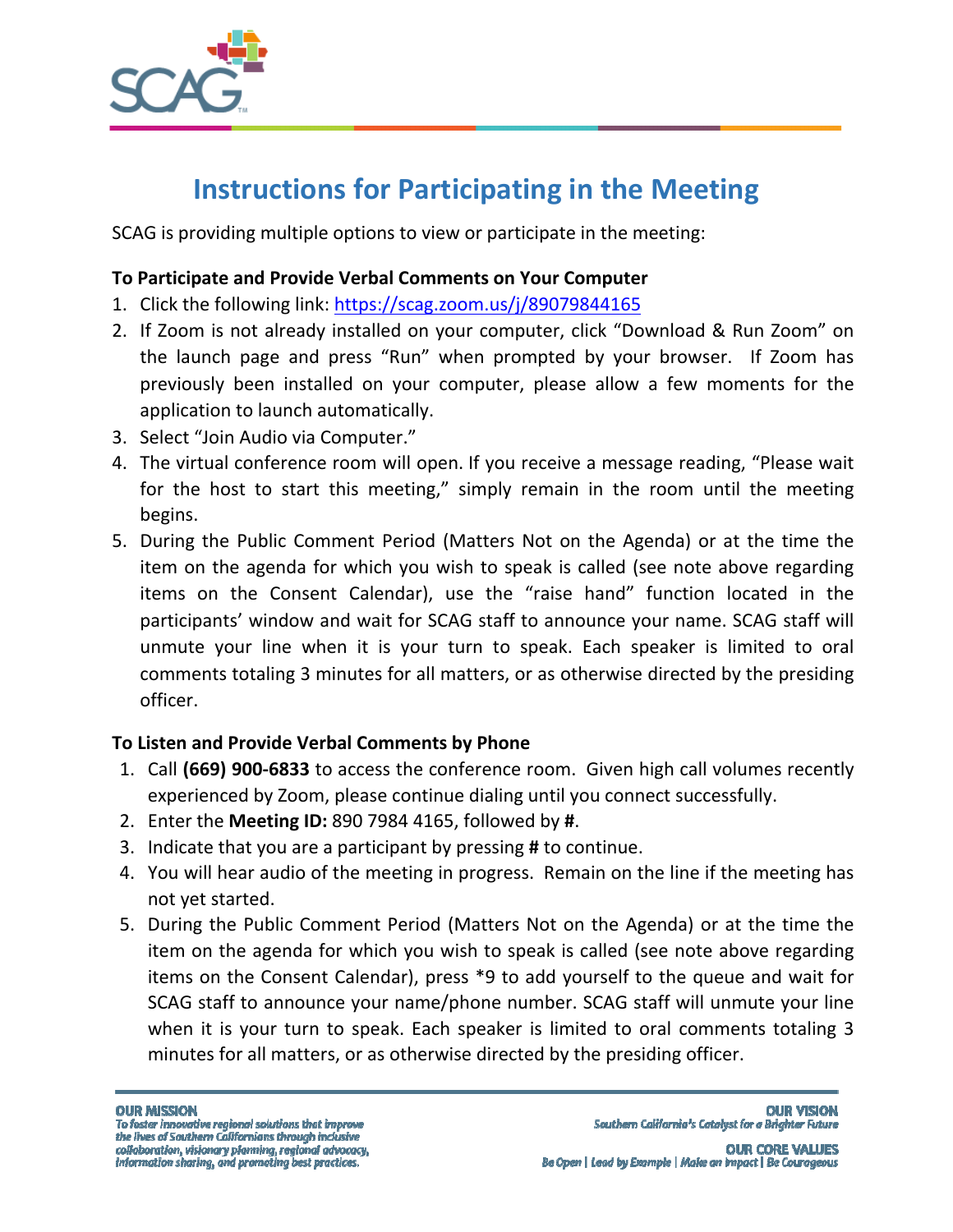# Instructions for Participating in the Meeting

SCAG is providing multiple options to view or participate in the meeting:

**To Participate and Provide Verbal Comments on Your Computer**

1. Click the following link: https://scag.zoom.us/j/89079844165
2. If Zoom is not already installed on your computer, click "Download & Run Zoom" on the launch page and press "Run" when prompted by your browser. If Zoom has previously been installed on your computer, please allow a few moments for the application to launch automatically.
3. Select "Join Audio via Computer."
4. The virtual conference room will open. If you receive a message reading, "Please wait for the host to start this meeting," simply remain in the room until the meeting begins.
5. During the Public Comment Period (Matters Not on the Agenda) or at the time the item on the agenda for which you wish to speak is called (see note above regarding items on the Consent Calendar), use the "raise hand" function located in the participants' window and wait for SCAG staff to announce your name. SCAG staff will unmute your line when it is your turn to speak. Each speaker is limited to oral comments totaling 3 minutes for all matters, or as otherwise directed by the presiding officer.

**To Listen and Provide Verbal Comments by Phone**

1. Call **(669) 900-6833** to access the conference room. Given high call volumes recently experienced by Zoom, please continue dialing until you connect successfully.
2. Enter the **Meeting ID:** 890 7984 4165, followed by **#**.
3. Indicate that you are a participant by pressing **#** to continue.
4. You will hear audio of the meeting in progress. Remain on the line if the meeting has not yet started.
5. During the Public Comment Period (Matters Not on the Agenda) or at the time the item on the agenda for which you wish to speak is called (see note above regarding items on the Consent Calendar), press *9 to add yourself to the queue and wait for SCAG staff to announce your name/phone number. SCAG staff will unmute your line when it is your turn to speak. Each speaker is limited to oral comments totaling 3 minutes for all matters, or as otherwise directed by the presiding officer.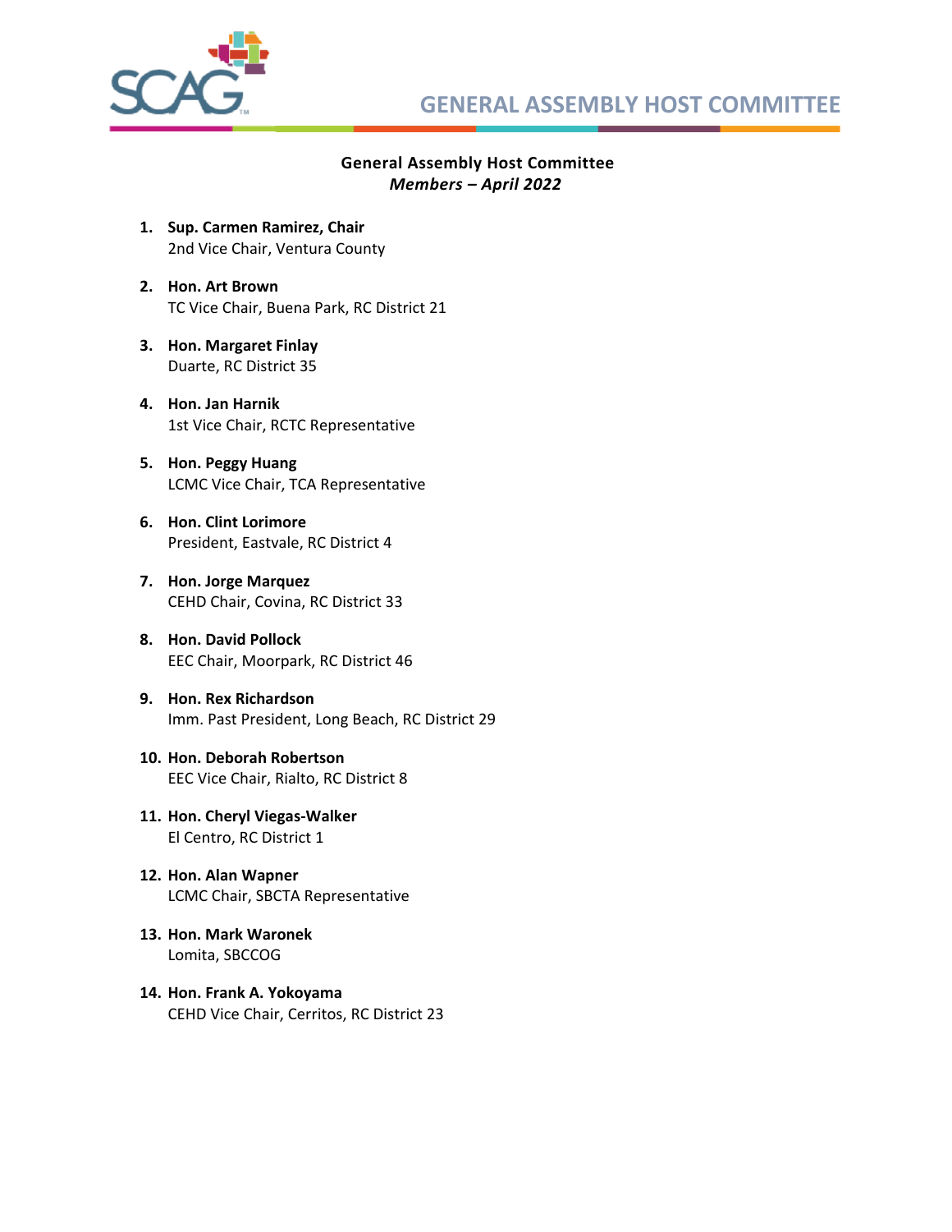# GENERAL ASSEMBLY HOST COMMITTEE

**General Assembly Host Committee**
***Members – April 2022***

1. **Sup. Carmen Ramirez, Chair**
   2nd Vice Chair, Ventura County

2. **Hon. Art Brown**
   TC Vice Chair, Buena Park, RC District 21

3. **Hon. Margaret Finlay**
   Duarte, RC District 35

4. **Hon. Jan Harnik**
   1st Vice Chair, RCTC Representative

5. **Hon. Peggy Huang**
   LCMC Vice Chair, TCA Representative

6. **Hon. Clint Lorimore**
   President, Eastvale, RC District 4

7. **Hon. Jorge Marquez**
   CEHD Chair, Covina, RC District 33

8. **Hon. David Pollock**
   EEC Chair, Moorpark, RC District 46

9. **Hon. Rex Richardson**
   Imm. Past President, Long Beach, RC District 29

10. **Hon. Deborah Robertson**
    EEC Vice Chair, Rialto, RC District 8

11. **Hon. Cheryl Viegas-Walker**
    El Centro, RC District 1

12. **Hon. Alan Wapner**
    LCMC Chair, SBCTA Representative

13. **Hon. Mark Waronek**
    Lomita, SBCCOG

14. **Hon. Frank A. Yokoyama**
    CEHD Vice Chair, Cerritos, RC District 23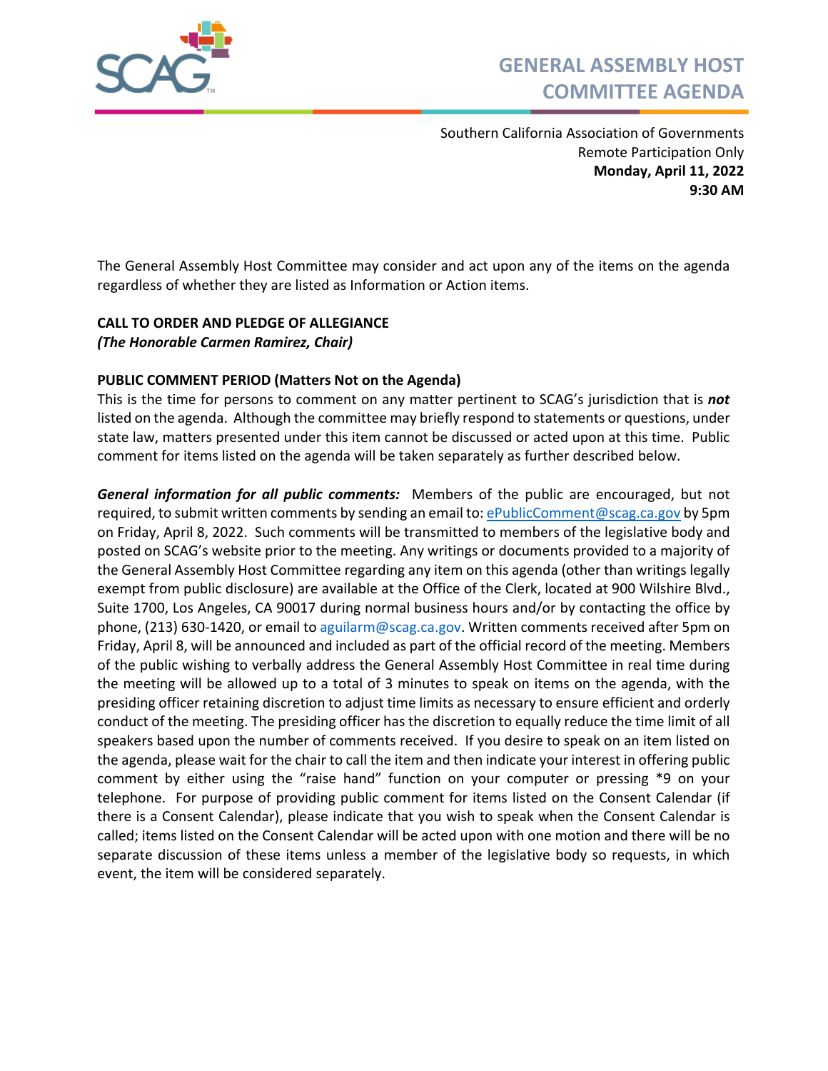# GENERAL ASSEMBLY HOST COMMITTEE AGENDA

Southern California Association of Governments
Remote Participation Only
**Monday, April 11, 2022**
**9:30 AM**

The General Assembly Host Committee may consider and act upon any of the items on the agenda regardless of whether they are listed as Information or Action items.

**CALL TO ORDER AND PLEDGE OF ALLEGIANCE**
***(The Honorable Carmen Ramirez, Chair)***

**PUBLIC COMMENT PERIOD (Matters Not on the Agenda)**
This is the time for persons to comment on any matter pertinent to SCAG's jurisdiction that is ***not*** listed on the agenda. Although the committee may briefly respond to statements or questions, under state law, matters presented under this item cannot be discussed or acted upon at this time. Public comment for items listed on the agenda will be taken separately as further described below.

***General information for all public comments:*** Members of the public are encouraged, but not required, to submit written comments by sending an email to: ePublicComment@scag.ca.gov by 5pm on Friday, April 8, 2022. Such comments will be transmitted to members of the legislative body and posted on SCAG's website prior to the meeting. Any writings or documents provided to a majority of the General Assembly Host Committee regarding any item on this agenda (other than writings legally exempt from public disclosure) are available at the Office of the Clerk, located at 900 Wilshire Blvd., Suite 1700, Los Angeles, CA 90017 during normal business hours and/or by contacting the office by phone, (213) 630-1420, or email to aguilarm@scag.ca.gov. Written comments received after 5pm on Friday, April 8, will be announced and included as part of the official record of the meeting. Members of the public wishing to verbally address the General Assembly Host Committee in real time during the meeting will be allowed up to a total of 3 minutes to speak on items on the agenda, with the presiding officer retaining discretion to adjust time limits as necessary to ensure efficient and orderly conduct of the meeting. The presiding officer has the discretion to equally reduce the time limit of all speakers based upon the number of comments received. If you desire to speak on an item listed on the agenda, please wait for the chair to call the item and then indicate your interest in offering public comment by either using the "raise hand" function on your computer or pressing *9 on your telephone. For purpose of providing public comment for items listed on the Consent Calendar (if there is a Consent Calendar), please indicate that you wish to speak when the Consent Calendar is called; items listed on the Consent Calendar will be acted upon with one motion and there will be no separate discussion of these items unless a member of the legislative body so requests, in which event, the item will be considered separately.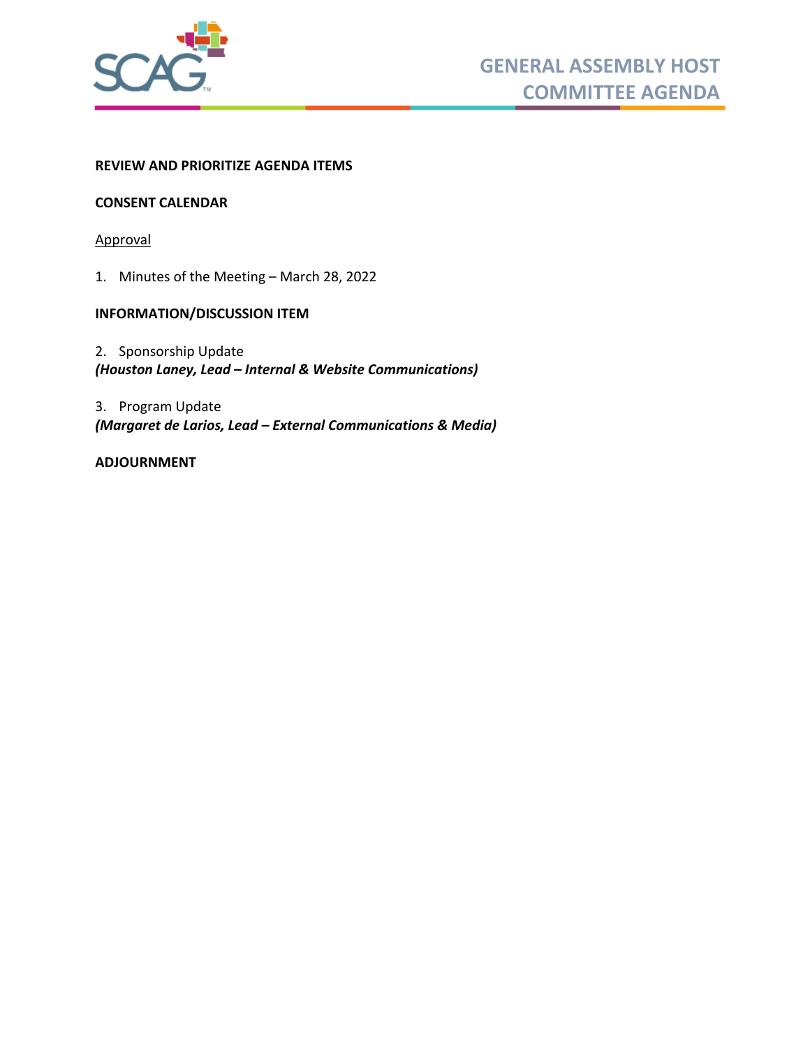# GENERAL ASSEMBLY HOST COMMITTEE AGENDA

**REVIEW AND PRIORITIZE AGENDA ITEMS**

**CONSENT CALENDAR**

<u>Approval</u>

1. Minutes of the Meeting – March 28, 2022

**INFORMATION/DISCUSSION ITEM**

2. Sponsorship Update
***(Houston Laney, Lead – Internal & Website Communications)***

3. Program Update
***(Margaret de Larios, Lead – External Communications & Media)***

**ADJOURNMENT**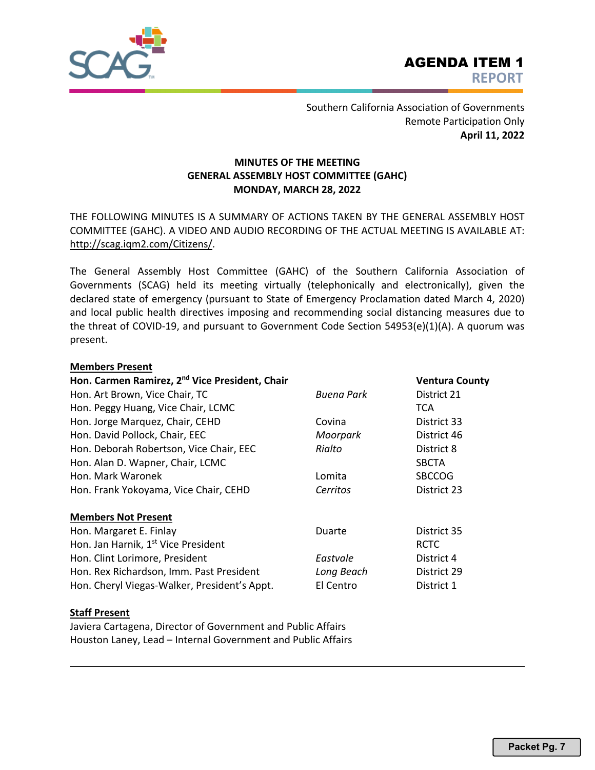# AGENDA ITEM 1
## REPORT

Southern California Association of Governments
Remote Participation Only
**April 11, 2022**

**MINUTES OF THE MEETING**
**GENERAL ASSEMBLY HOST COMMITTEE (GAHC)**
**MONDAY, MARCH 28, 2022**

THE FOLLOWING MINUTES IS A SUMMARY OF ACTIONS TAKEN BY THE GENERAL ASSEMBLY HOST COMMITTEE (GAHC). A VIDEO AND AUDIO RECORDING OF THE ACTUAL MEETING IS AVAILABLE AT: http://scag.iqm2.com/Citizens/.

The General Assembly Host Committee (GAHC) of the Southern California Association of Governments (SCAG) held its meeting virtually (telephonically and electronically), given the declared state of emergency (pursuant to State of Emergency Proclamation dated March 4, 2020) and local public health directives imposing and recommending social distancing measures due to the threat of COVID-19, and pursuant to Government Code Section 54953(e)(1)(A). A quorum was present.

**Members Present**

| | | |
|---|---|---|
| **Hon. Carmen Ramirez, 2nd Vice President, Chair** | | **Ventura County** |
| Hon. Art Brown, Vice Chair, TC | *Buena Park* | District 21 |
| Hon. Peggy Huang, Vice Chair, LCMC | | TCA |
| Hon. Jorge Marquez, Chair, CEHD | Covina | District 33 |
| Hon. David Pollock, Chair, EEC | *Moorpark* | District 46 |
| Hon. Deborah Robertson, Vice Chair, EEC | *Rialto* | District 8 |
| Hon. Alan D. Wapner, Chair, LCMC | | SBCTA |
| Hon. Mark Waronek | Lomita | SBCCOG |
| Hon. Frank Yokoyama, Vice Chair, CEHD | *Cerritos* | District 23 |

**Members Not Present**

| | | |
|---|---|---|
| Hon. Margaret E. Finlay | Duarte | District 35 |
| Hon. Jan Harnik, 1st Vice President | | RCTC |
| Hon. Clint Lorimore, President | *Eastvale* | District 4 |
| Hon. Rex Richardson, Imm. Past President | *Long Beach* | District 29 |
| Hon. Cheryl Viegas-Walker, President's Appt. | El Centro | District 1 |

**Staff Present**

Javiera Cartagena, Director of Government and Public Affairs
Houston Laney, Lead – Internal Government and Public Affairs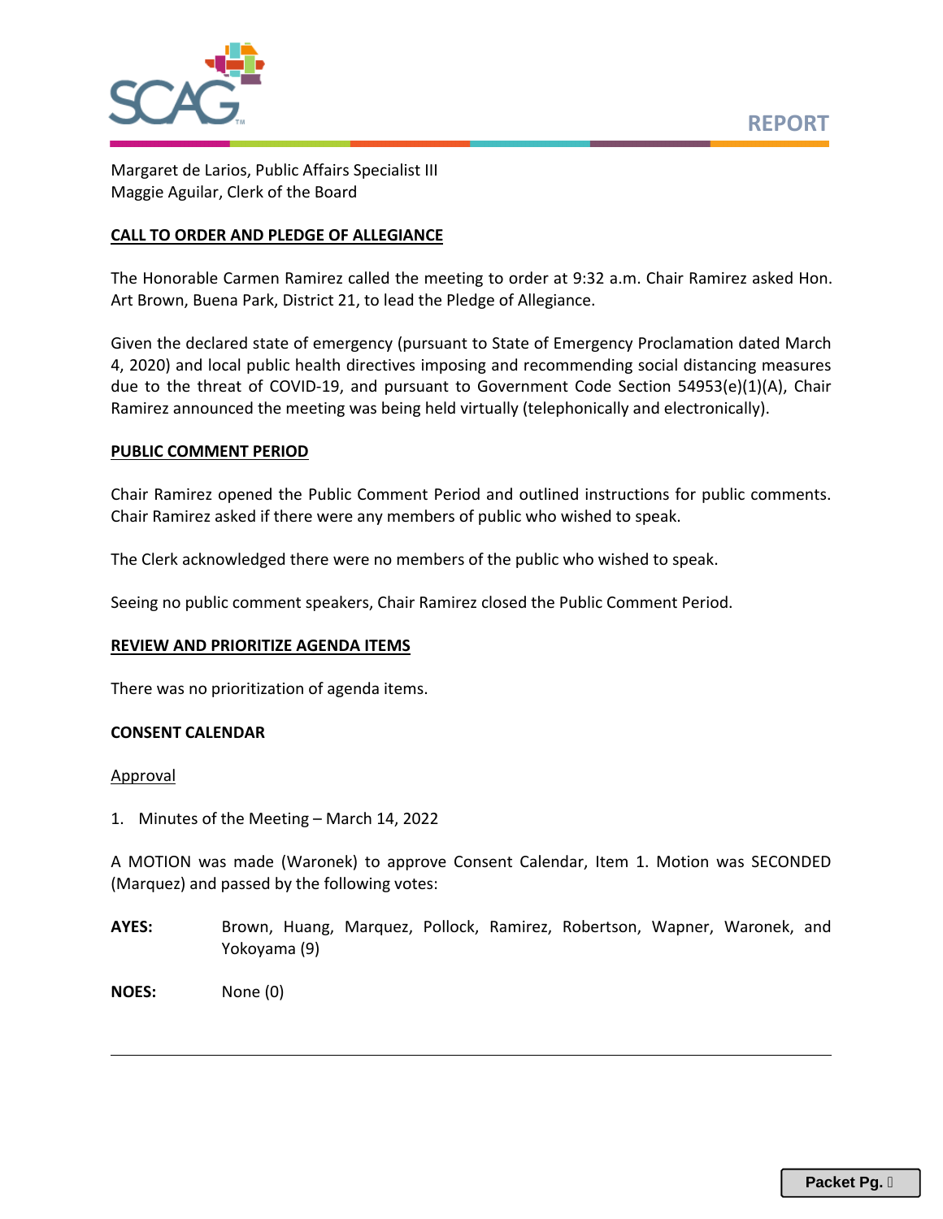Margaret de Larios, Public Affairs Specialist III
Maggie Aguilar, Clerk of the Board

## CALL TO ORDER AND PLEDGE OF ALLEGIANCE

The Honorable Carmen Ramirez called the meeting to order at 9:32 a.m. Chair Ramirez asked Hon. Art Brown, Buena Park, District 21, to lead the Pledge of Allegiance.

Given the declared state of emergency (pursuant to State of Emergency Proclamation dated March 4, 2020) and local public health directives imposing and recommending social distancing measures due to the threat of COVID-19, and pursuant to Government Code Section 54953(e)(1)(A), Chair Ramirez announced the meeting was being held virtually (telephonically and electronically).

## PUBLIC COMMENT PERIOD

Chair Ramirez opened the Public Comment Period and outlined instructions for public comments. Chair Ramirez asked if there were any members of public who wished to speak.

The Clerk acknowledged there were no members of the public who wished to speak.

Seeing no public comment speakers, Chair Ramirez closed the Public Comment Period.

## REVIEW AND PRIORITIZE AGENDA ITEMS

There was no prioritization of agenda items.

## CONSENT CALENDAR

Approval

1. Minutes of the Meeting – March 14, 2022

A MOTION was made (Waronek) to approve Consent Calendar, Item 1. Motion was SECONDED (Marquez) and passed by the following votes:

**AYES:** Brown, Huang, Marquez, Pollock, Ramirez, Robertson, Wapner, Waronek, and Yokoyama (9)

**NOES:** None (0)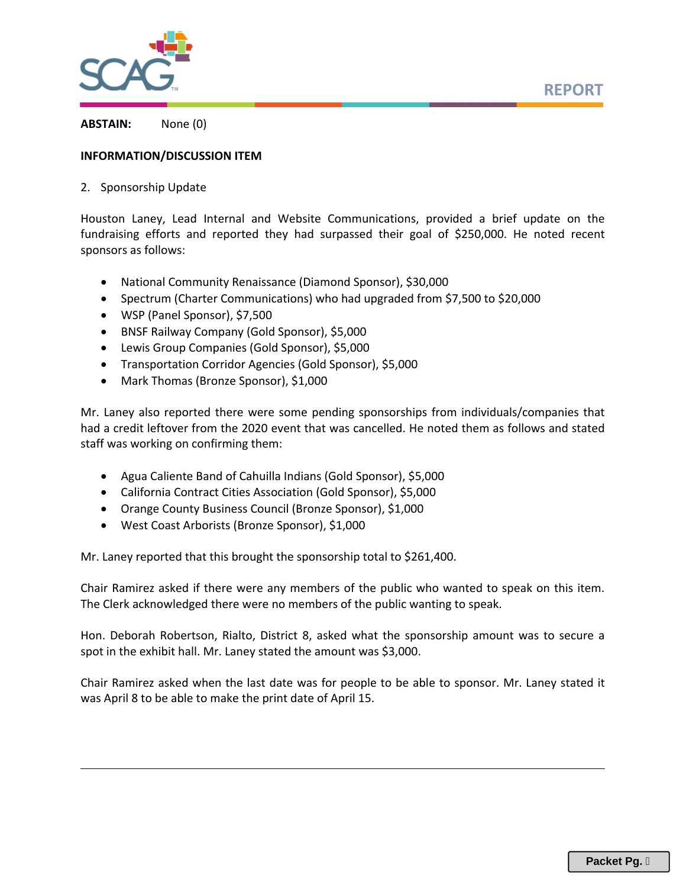**ABSTAIN:** None (0)

**INFORMATION/DISCUSSION ITEM**

2. Sponsorship Update

Houston Laney, Lead Internal and Website Communications, provided a brief update on the fundraising efforts and reported they had surpassed their goal of $250,000. He noted recent sponsors as follows:

- National Community Renaissance (Diamond Sponsor), $30,000
- Spectrum (Charter Communications) who had upgraded from $7,500 to $20,000
- WSP (Panel Sponsor), $7,500
- BNSF Railway Company (Gold Sponsor), $5,000
- Lewis Group Companies (Gold Sponsor), $5,000
- Transportation Corridor Agencies (Gold Sponsor), $5,000
- Mark Thomas (Bronze Sponsor), $1,000

Mr. Laney also reported there were some pending sponsorships from individuals/companies that had a credit leftover from the 2020 event that was cancelled. He noted them as follows and stated staff was working on confirming them:

- Agua Caliente Band of Cahuilla Indians (Gold Sponsor), $5,000
- California Contract Cities Association (Gold Sponsor), $5,000
- Orange County Business Council (Bronze Sponsor), $1,000
- West Coast Arborists (Bronze Sponsor), $1,000

Mr. Laney reported that this brought the sponsorship total to $261,400.

Chair Ramirez asked if there were any members of the public who wanted to speak on this item. The Clerk acknowledged there were no members of the public wanting to speak.

Hon. Deborah Robertson, Rialto, District 8, asked what the sponsorship amount was to secure a spot in the exhibit hall. Mr. Laney stated the amount was $3,000.

Chair Ramirez asked when the last date was for people to be able to sponsor. Mr. Laney stated it was April 8 to be able to make the print date of April 15.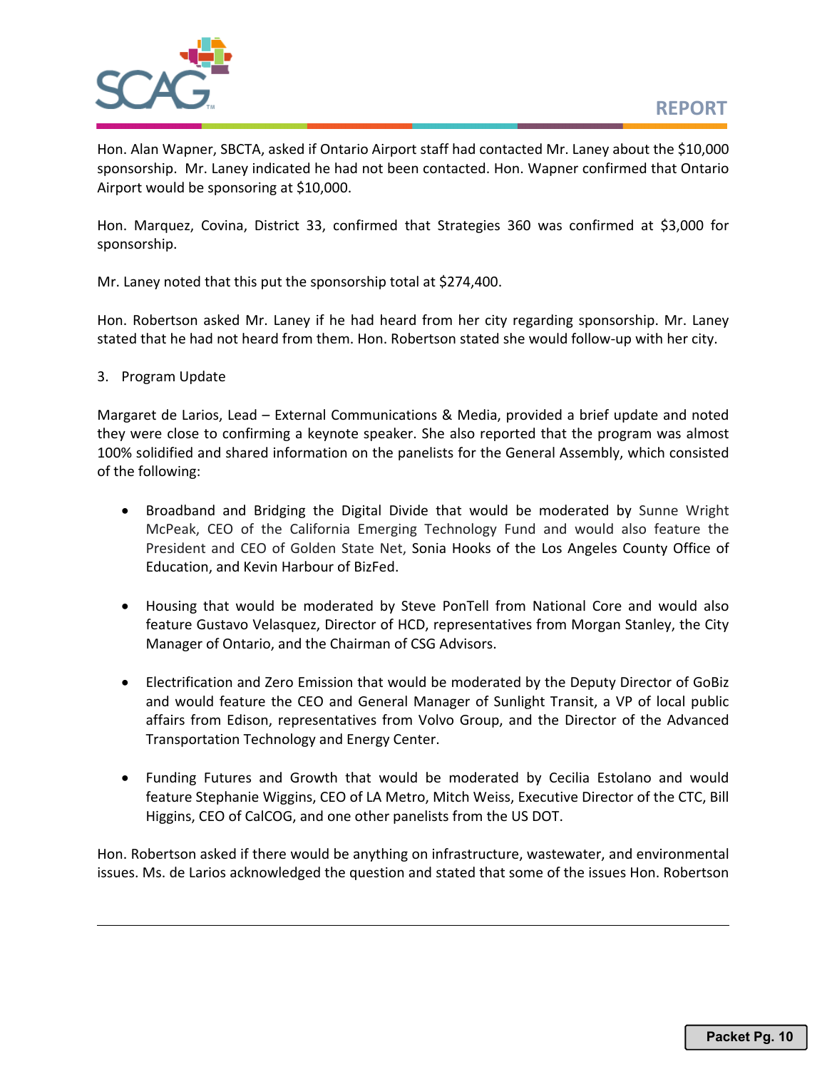Hon. Alan Wapner, SBCTA, asked if Ontario Airport staff had contacted Mr. Laney about the $10,000 sponsorship. Mr. Laney indicated he had not been contacted. Hon. Wapner confirmed that Ontario Airport would be sponsoring at $10,000.

Hon. Marquez, Covina, District 33, confirmed that Strategies 360 was confirmed at $3,000 for sponsorship.

Mr. Laney noted that this put the sponsorship total at $274,400.

Hon. Robertson asked Mr. Laney if he had heard from her city regarding sponsorship. Mr. Laney stated that he had not heard from them. Hon. Robertson stated she would follow-up with her city.

3. Program Update

Margaret de Larios, Lead – External Communications & Media, provided a brief update and noted they were close to confirming a keynote speaker. She also reported that the program was almost 100% solidified and shared information on the panelists for the General Assembly, which consisted of the following:

- Broadband and Bridging the Digital Divide that would be moderated by Sunne Wright McPeak, CEO of the California Emerging Technology Fund and would also feature the President and CEO of Golden State Net, Sonia Hooks of the Los Angeles County Office of Education, and Kevin Harbour of BizFed.

- Housing that would be moderated by Steve PonTell from National Core and would also feature Gustavo Velasquez, Director of HCD, representatives from Morgan Stanley, the City Manager of Ontario, and the Chairman of CSG Advisors.

- Electrification and Zero Emission that would be moderated by the Deputy Director of GoBiz and would feature the CEO and General Manager of Sunlight Transit, a VP of local public affairs from Edison, representatives from Volvo Group, and the Director of the Advanced Transportation Technology and Energy Center.

- Funding Futures and Growth that would be moderated by Cecilia Estolano and would feature Stephanie Wiggins, CEO of LA Metro, Mitch Weiss, Executive Director of the CTC, Bill Higgins, CEO of CalCOG, and one other panelists from the US DOT.

Hon. Robertson asked if there would be anything on infrastructure, wastewater, and environmental issues. Ms. de Larios acknowledged the question and stated that some of the issues Hon. Robertson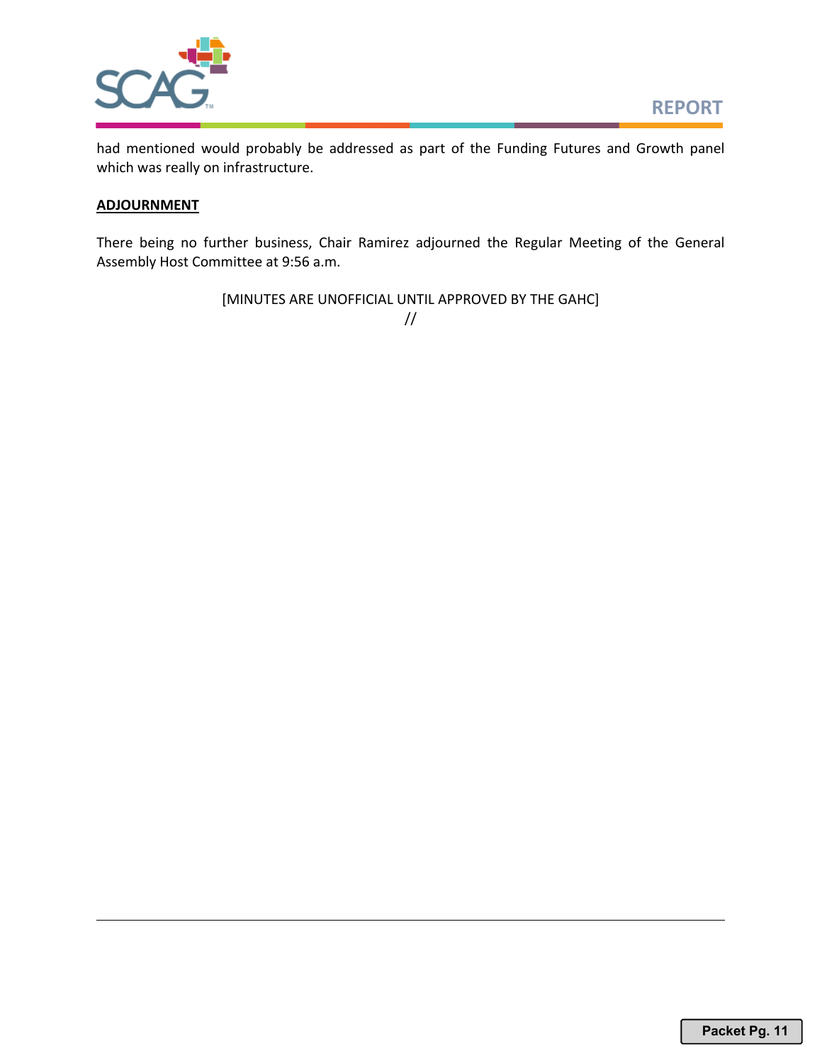had mentioned would probably be addressed as part of the Funding Futures and Growth panel which was really on infrastructure.

**ADJOURNMENT**

There being no further business, Chair Ramirez adjourned the Regular Meeting of the General Assembly Host Committee at 9:56 a.m.

[MINUTES ARE UNOFFICIAL UNTIL APPROVED BY THE GAHC]

//